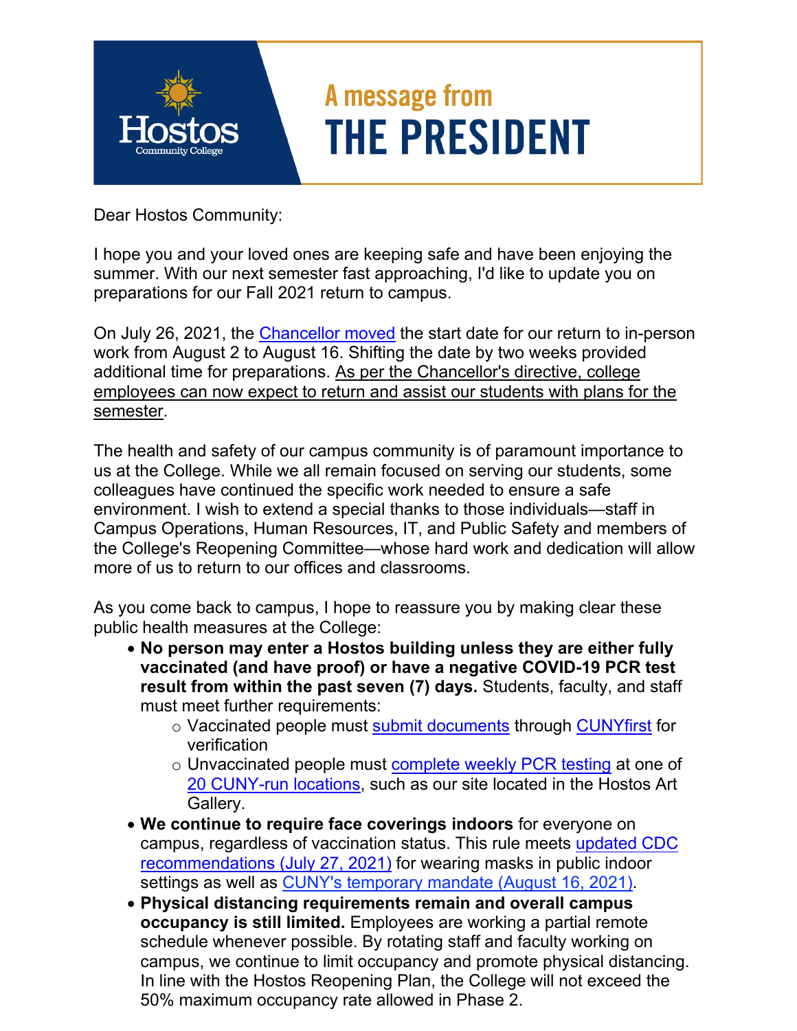# A message from THE PRESIDENT

Dear Hostos Community:

I hope you and your loved ones are keeping safe and have been enjoying the summer. With our next semester fast approaching, I'd like to update you on preparations for our Fall 2021 return to campus.

On July 26, 2021, the Chancellor moved the start date for our return to in-person work from August 2 to August 16. Shifting the date by two weeks provided additional time for preparations. As per the Chancellor's directive, college employees can now expect to return and assist our students with plans for the semester.

The health and safety of our campus community is of paramount importance to us at the College. While we all remain focused on serving our students, some colleagues have continued the specific work needed to ensure a safe environment. I wish to extend a special thanks to those individuals—staff in Campus Operations, Human Resources, IT, and Public Safety and members of the College's Reopening Committee—whose hard work and dedication will allow more of us to return to our offices and classrooms.

As you come back to campus, I hope to reassure you by making clear these public health measures at the College:

- **No person may enter a Hostos building unless they are either fully vaccinated (and have proof) or have a negative COVID-19 PCR test result from within the past seven (7) days.** Students, faculty, and staff must meet further requirements:
  - Vaccinated people must submit documents through CUNYfirst for verification
  - Unvaccinated people must complete weekly PCR testing at one of 20 CUNY-run locations, such as our site located in the Hostos Art Gallery.
- **We continue to require face coverings indoors** for everyone on campus, regardless of vaccination status. This rule meets updated CDC recommendations (July 27, 2021) for wearing masks in public indoor settings as well as CUNY's temporary mandate (August 16, 2021).
- **Physical distancing requirements remain and overall campus occupancy is still limited.** Employees are working a partial remote schedule whenever possible. By rotating staff and faculty working on campus, we continue to limit occupancy and promote physical distancing. In line with the Hostos Reopening Plan, the College will not exceed the 50% maximum occupancy rate allowed in Phase 2.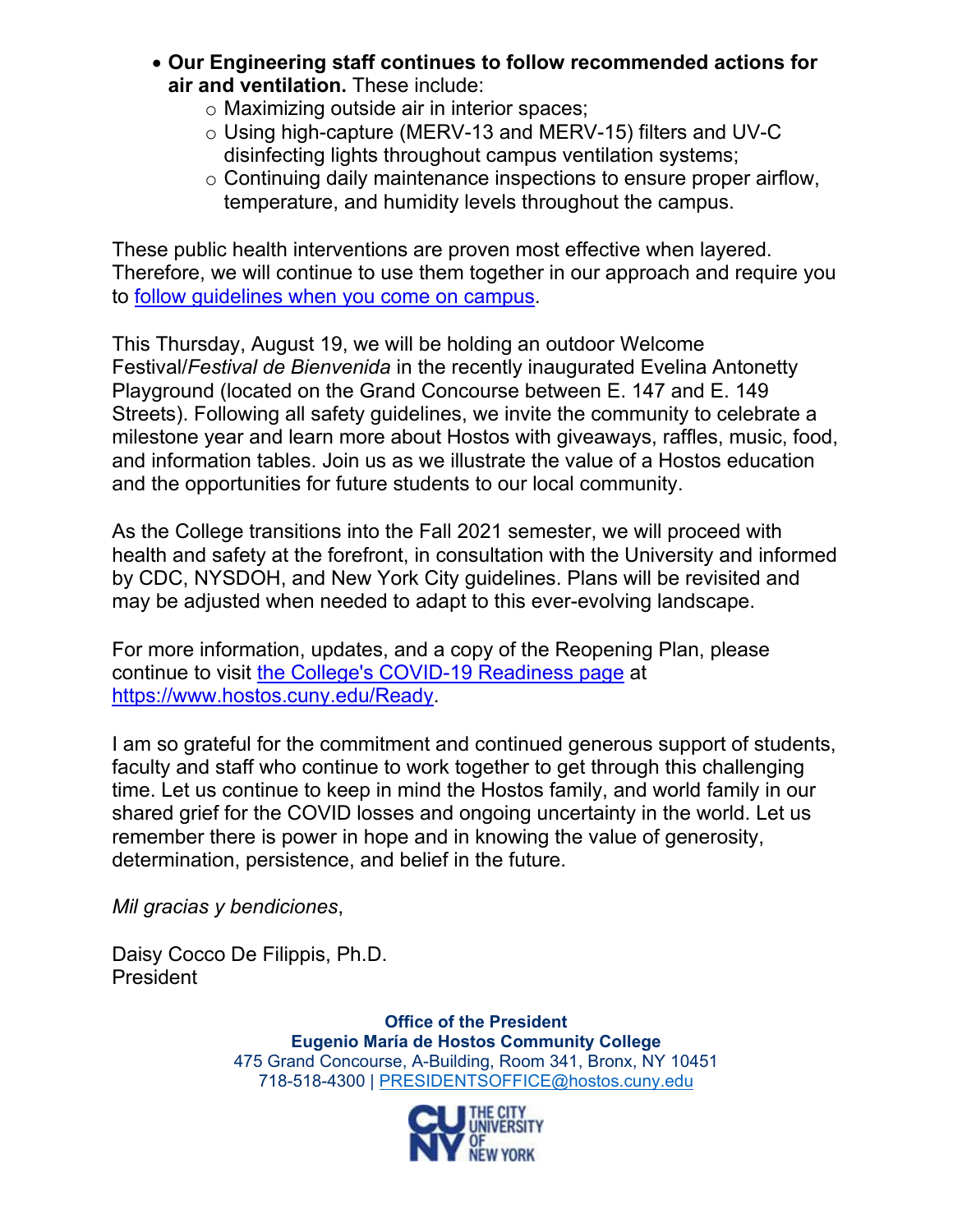- **Our Engineering staff continues to follow recommended actions for air and ventilation.** These include:
  - Maximizing outside air in interior spaces;
  - Using high-capture (MERV-13 and MERV-15) filters and UV-C disinfecting lights throughout campus ventilation systems;
  - Continuing daily maintenance inspections to ensure proper airflow, temperature, and humidity levels throughout the campus.

These public health interventions are proven most effective when layered. Therefore, we will continue to use them together in our approach and require you to follow guidelines when you come on campus.

This Thursday, August 19, we will be holding an outdoor Welcome Festival/*Festival de Bienvenida* in the recently inaugurated Evelina Antonetty Playground (located on the Grand Concourse between E. 147 and E. 149 Streets). Following all safety guidelines, we invite the community to celebrate a milestone year and learn more about Hostos with giveaways, raffles, music, food, and information tables. Join us as we illustrate the value of a Hostos education and the opportunities for future students to our local community.

As the College transitions into the Fall 2021 semester, we will proceed with health and safety at the forefront, in consultation with the University and informed by CDC, NYSDOH, and New York City guidelines. Plans will be revisited and may be adjusted when needed to adapt to this ever-evolving landscape.

For more information, updates, and a copy of the Reopening Plan, please continue to visit the College's COVID-19 Readiness page at https://www.hostos.cuny.edu/Ready.

I am so grateful for the commitment and continued generous support of students, faculty and staff who continue to work together to get through this challenging time. Let us continue to keep in mind the Hostos family, and world family in our shared grief for the COVID losses and ongoing uncertainty in the world. Let us remember there is power in hope and in knowing the value of generosity, determination, persistence, and belief in the future.

*Mil gracias y bendiciones*,

Daisy Cocco De Filippis, Ph.D.
President

**Office of the President**
**Eugenio María de Hostos Community College**
475 Grand Concourse, A-Building, Room 341, Bronx, NY 10451
718-518-4300 | PRESIDENTSOFFICE@hostos.cuny.edu

CUNY THE CITY UNIVERSITY OF NEW YORK